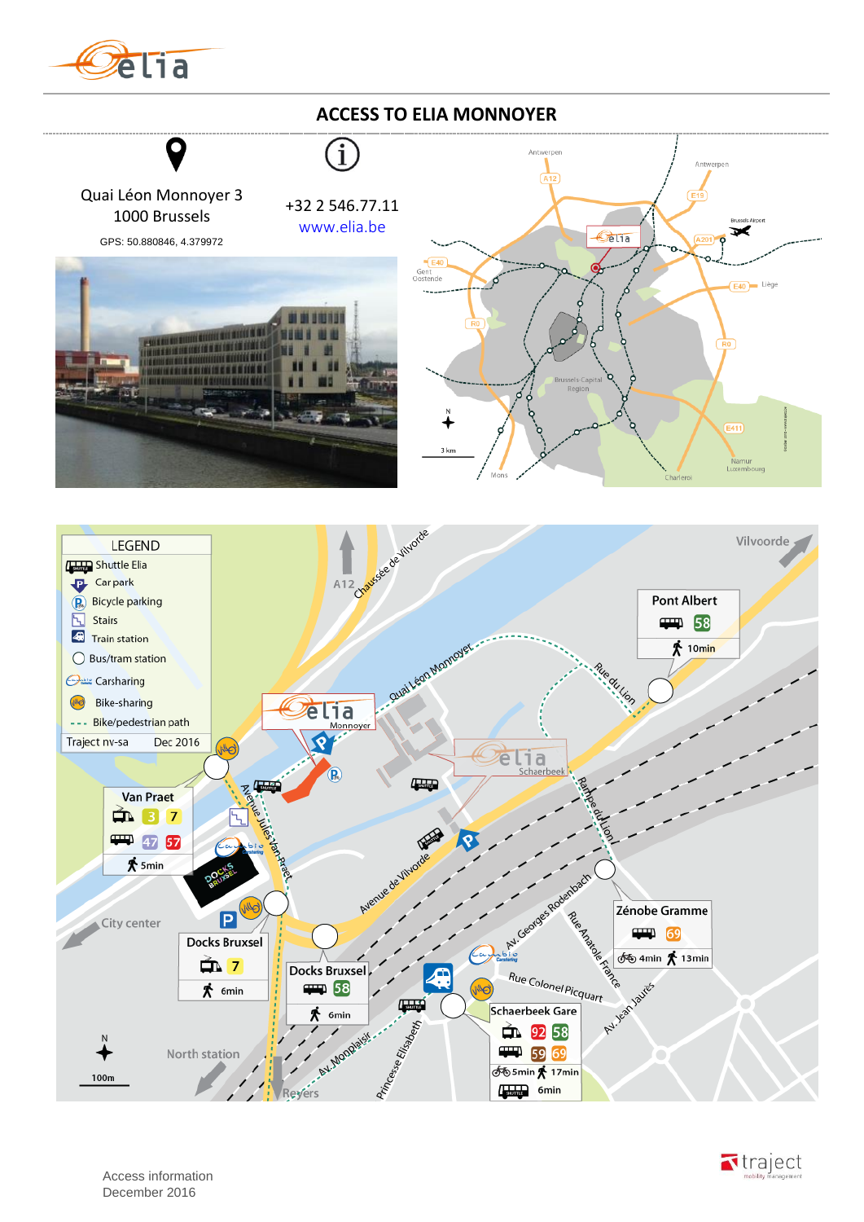# ACCESS TO ELIA MONNOYER

Quai Léon Monnoyer 3
1000 Brussels

GPS: 50.880846, 4.379972

+32 2 546.77.11
www.elia.be

## LEGEND

- Shuttle Elia
- Car park
- Bicycle parking
- Stairs
- Train station
- Bus/tram station
- Carsharing
- Bike-sharing
- Bike/pedestrian path

Traject nv-sa — Dec 2016

**Van Praet**
- 3, 7
- 47, 57
- 5min

**Docks Bruxsel**
- 7
- 6min

**Docks Bruxsel**
- 58
- 6min

**Pont Albert**
- 58
- 10min

**Zénobe Gramme**
- 69
- 4min, 13min

**Schaerbeek Gare**
- 92, 58
- 59, 69
- 5min, 17min
- 6min

Access information
December 2016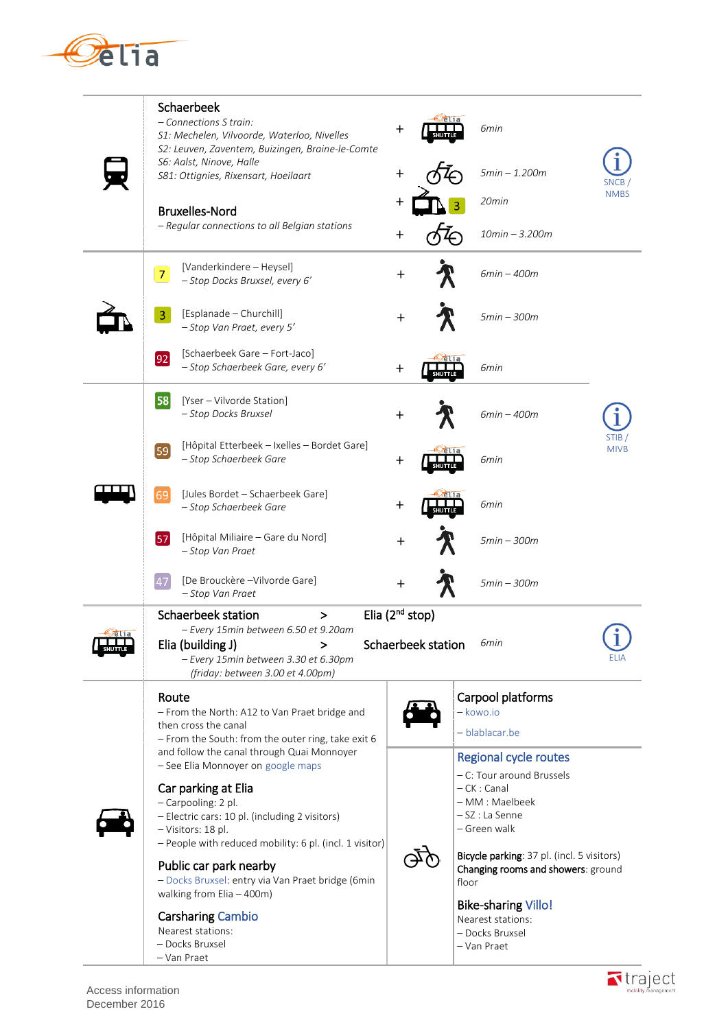## Train

### Schaerbeek

*– Connections S train:*
*S1: Mechelen, Vilvoorde, Waterloo, Nivelles*
*S2: Leuven, Zaventem, Buizingen, Braine-le-Comte*
*S6: Aalst, Ninove, Halle*
*S81: Ottignies, Rixensart, Hoeilaart*

- \+ Elia shuttle: *6min*
- \+ Bike: *5min – 1.200m*

### Bruxelles-Nord

*– Regular connections to all Belgian stations*

- \+ Tram 3: *20min*
- \+ Bike: *10min – 3.200m*

SNCB / NMBS

## Tram

| Line | Route | Connection | Time |
|---|---|---|---|
| 7 | [Vanderkindere – Heysel] *– Stop Docks Bruxsel, every 6'* | + Walk | *6min – 400m* |
| 3 | [Esplanade – Churchill] *– Stop Van Praet, every 5'* | + Walk | *5min – 300m* |
| 92 | [Schaerbeek Gare – Fort-Jaco] *– Stop Schaerbeek Gare, every 6'* | + Elia shuttle | *6min* |

## Bus

| Line | Route | Connection | Time |
|---|---|---|---|
| 58 | [Yser – Vilvorde Station] *– Stop Docks Bruxsel* | + Walk | *6min – 400m* |
| 59 | [Hôpital Etterbeek – Ixelles – Bordet Gare] *– Stop Schaerbeek Gare* | + Elia shuttle | *6min* |
| 69 | [Jules Bordet – Schaerbeek Gare] *– Stop Schaerbeek Gare* | + Elia shuttle | *6min* |
| 57 | [Hôpital Miliaire – Gare du Nord] *– Stop Van Praet* | + Walk | *5min – 300m* |
| 47 | [De Brouckère –Vilvorde Gare] *– Stop Van Praet* | + Walk | *5min – 300m* |

STIB / MIVB

## Elia shuttle

Schaerbeek station > Elia (2nd stop)
*– Every 15min between 6.50 et 9.20am*

Elia (building J) > Schaerbeek station *6min*
*– Every 15min between 3.30 et 6.30pm*
*(friday: between 3.00 et 4.00pm)*

ELIA

## Car

### Route

– From the North: A12 to Van Praet bridge and then cross the canal
– From the South: from the outer ring, take exit 6 and follow the canal through Quai Monnoyer
– See Elia Monnoyer on google maps

### Car parking at Elia

– Carpooling: 2 pl.
– Electric cars: 10 pl. (including 2 visitors)
– Visitors: 18 pl.
– People with reduced mobility: 6 pl. (incl. 1 visitor)

### Public car park nearby

– Docks Bruxsel: entry via Van Praet bridge (6min walking from Elia – 400m)

### Carsharing Cambio

Nearest stations:
– Docks Bruxsel
– Van Praet

### Carpool platforms

– kowo.io
– blablacar.be

## Bike

### Regional cycle routes

– C: Tour around Brussels
– CK : Canal
– MM : Maelbeek
– SZ : La Senne
– Green walk

**Bicycle parking**: 37 pl. (incl. 5 visitors)
**Changing rooms and showers**: ground floor

### Bike-sharing Villo!

Nearest stations:
– Docks Bruxsel
– Van Praet

Access information
December 2016